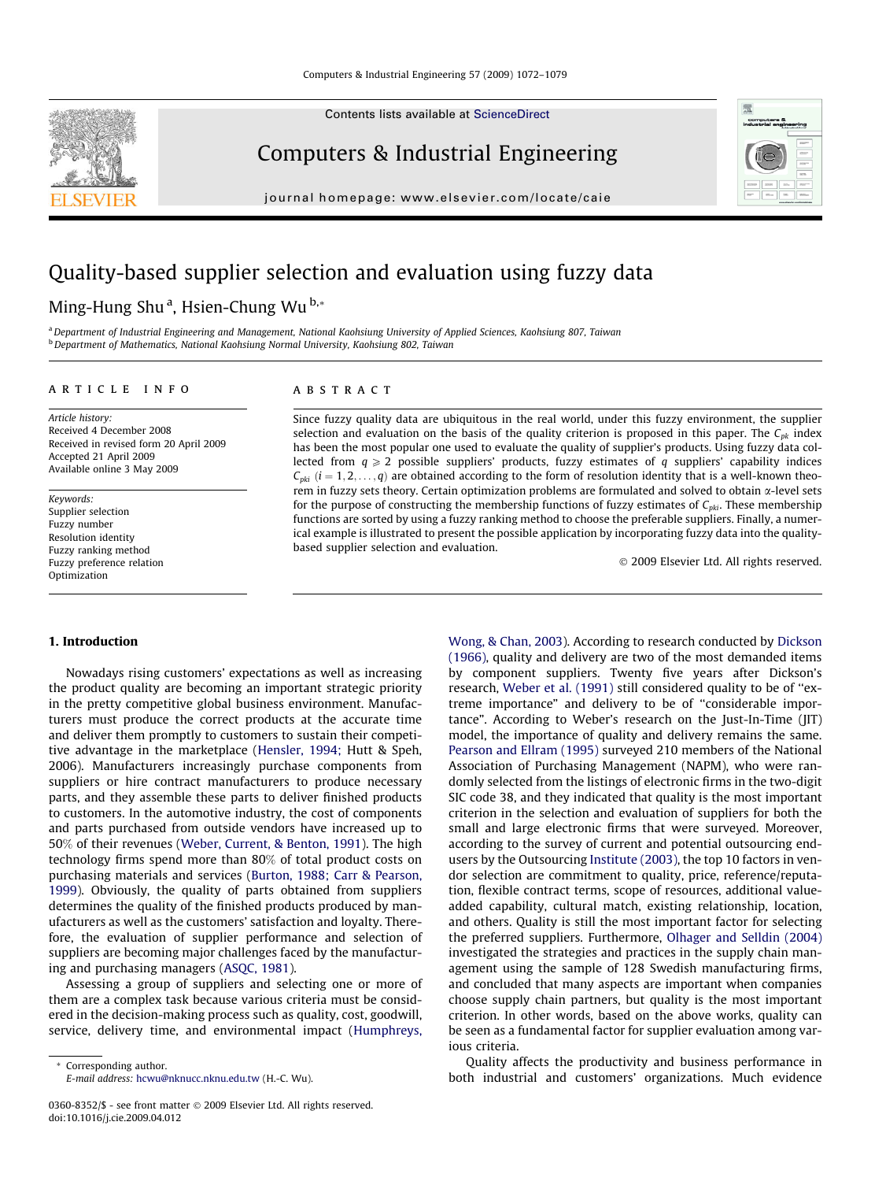# Quality-based supplier selection and evaluation using fuzzy data

Ming-Hung Shu [a], Hsien-Chung Wu [b,*]

[a] Department of Industrial Engineering and Management, National Kaohsiung University of Applied Sciences, Kaohsiung 807, Taiwan
[b] Department of Mathematics, National Kaohsiung Normal University, Kaohsiung 802, Taiwan

## ARTICLE INFO

*Article history:*
Received 4 December 2008
Received in revised form 20 April 2009
Accepted 21 April 2009
Available online 3 May 2009

*Keywords:*
Supplier selection
Fuzzy number
Resolution identity
Fuzzy ranking method
Fuzzy preference relation
Optimization

## ABSTRACT

Since fuzzy quality data are ubiquitous in the real world, under this fuzzy environment, the supplier selection and evaluation on the basis of the quality criterion is proposed in this paper. The $C_{pk}$ index has been the most popular one used to evaluate the quality of supplier's products. Using fuzzy data collected from $q \geqslant 2$ possible suppliers' products, fuzzy estimates of $q$ suppliers' capability indices $C_{pki}$ $(i = 1, 2, \ldots, q)$ are obtained according to the form of resolution identity that is a well-known theorem in fuzzy sets theory. Certain optimization problems are formulated and solved to obtain $\alpha$-level sets for the purpose of constructing the membership functions of fuzzy estimates of $C_{pki}$. These membership functions are sorted by using a fuzzy ranking method to choose the preferable suppliers. Finally, a numerical example is illustrated to present the possible application by incorporating fuzzy data into the quality-based supplier selection and evaluation.

© 2009 Elsevier Ltd. All rights reserved.

## 1. Introduction

Nowadays rising customers' expectations as well as increasing the product quality are becoming an important strategic priority in the pretty competitive global business environment. Manufacturers must produce the correct products at the accurate time and deliver them promptly to customers to sustain their competitive advantage in the marketplace (Hensler, 1994; Hutt & Speh, 2006). Manufacturers increasingly purchase components from suppliers or hire contract manufacturers to produce necessary parts, and they assemble these parts to deliver finished products to customers. In the automotive industry, the cost of components and parts purchased from outside vendors have increased up to 50% of their revenues (Weber, Current, & Benton, 1991). The high technology firms spend more than 80% of total product costs on purchasing materials and services (Burton, 1988; Carr & Pearson, 1999). Obviously, the quality of parts obtained from suppliers determines the quality of the finished products produced by manufacturers as well as the customers' satisfaction and loyalty. Therefore, the evaluation of supplier performance and selection of suppliers are becoming major challenges faced by the manufacturing and purchasing managers (ASQC, 1981).

Assessing a group of suppliers and selecting one or more of them are a complex task because various criteria must be considered in the decision-making process such as quality, cost, goodwill, service, delivery time, and environmental impact (Humphreys, Wong, & Chan, 2003). According to research conducted by Dickson (1966), quality and delivery are two of the most demanded items by component suppliers. Twenty five years after Dickson's research, Weber et al. (1991) still considered quality to be of "extreme importance" and delivery to be of "considerable importance". According to Weber's research on the Just-In-Time (JIT) model, the importance of quality and delivery remains the same. Pearson and Ellram (1995) surveyed 210 members of the National Association of Purchasing Management (NAPM), who were randomly selected from the listings of electronic firms in the two-digit SIC code 38, and they indicated that quality is the most important criterion in the selection and evaluation of suppliers for both the small and large electronic firms that were surveyed. Moreover, according to the survey of current and potential outsourcing end-users by the Outsourcing Institute (2003), the top 10 factors in vendor selection are commitment to quality, price, reference/reputation, flexible contract terms, scope of resources, additional value-added capability, cultural match, existing relationship, location, and others. Quality is still the most important factor for selecting the preferred suppliers. Furthermore, Olhager and Selldin (2004) investigated the strategies and practices in the supply chain management using the sample of 128 Swedish manufacturing firms, and concluded that many aspects are important when companies choose supply chain partners, but quality is the most important criterion. In other words, based on the above works, quality can be seen as a fundamental factor for supplier evaluation among various criteria.

Quality affects the productivity and business performance in both industrial and customers' organizations. Much evidence

* Corresponding author.
E-mail address: hcwu@nknucc.nknu.edu.tw (H.-C. Wu).

0360-8352/$ - see front matter © 2009 Elsevier Ltd. All rights reserved.
doi:10.1016/j.cie.2009.04.012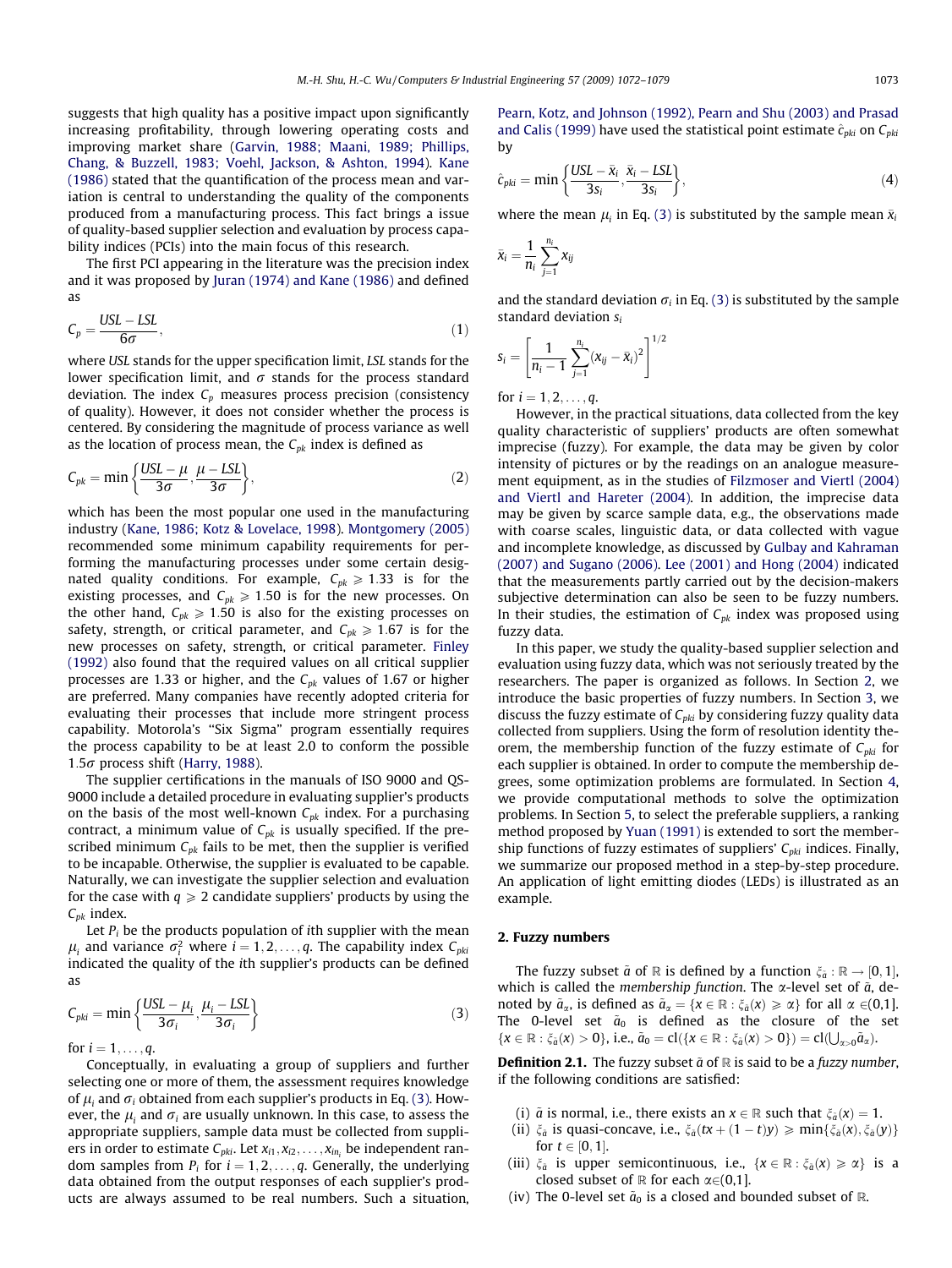suggests that high quality has a positive impact upon significantly increasing profitability, through lowering operating costs and improving market share (Garvin, 1988; Maani, 1989; Phillips, Chang, & Buzzell, 1983; Voehl, Jackson, & Ashton, 1994). Kane (1986) stated that the quantification of the process mean and variation is central to understanding the quality of the components produced from a manufacturing process. This fact brings a issue of quality-based supplier selection and evaluation by process capability indices (PCIs) into the main focus of this research.

The first PCI appearing in the literature was the precision index and it was proposed by Juran (1974) and Kane (1986) and defined as

$$C_p = \frac{USL - LSL}{6\sigma}, \tag{1}$$

where *USL* stands for the upper specification limit, *LSL* stands for the lower specification limit, and $\sigma$ stands for the process standard deviation. The index $C_p$ measures process precision (consistency of quality). However, it does not consider whether the process is centered. By considering the magnitude of process variance as well as the location of process mean, the $C_{pk}$ index is defined as

$$C_{pk} = \min\left\{\frac{USL - \mu}{3\sigma}, \frac{\mu - LSL}{3\sigma}\right\}, \tag{2}$$

which has been the most popular one used in the manufacturing industry (Kane, 1986; Kotz & Lovelace, 1998). Montgomery (2005) recommended some minimum capability requirements for performing the manufacturing processes under some certain designated quality conditions. For example, $C_{pk} \geqslant 1.33$ is for the existing processes, and $C_{pk} \geqslant 1.50$ is for the new processes. On the other hand, $C_{pk} \geqslant 1.50$ is also for the existing processes on safety, strength, or critical parameter, and $C_{pk} \geqslant 1.67$ is for the new processes on safety, strength, or critical parameter. Finley (1992) also found that the required values on all critical supplier processes are 1.33 or higher, and the $C_{pk}$ values of 1.67 or higher are preferred. Many companies have recently adopted criteria for evaluating their processes that include more stringent process capability. Motorola's "Six Sigma" program essentially requires the process capability to be at least 2.0 to conform the possible $1.5\sigma$ process shift (Harry, 1988).

The supplier certifications in the manuals of ISO 9000 and QS-9000 include a detailed procedure in evaluating supplier's products on the basis of the most well-known $C_{pk}$ index. For a purchasing contract, a minimum value of $C_{pk}$ is usually specified. If the prescribed minimum $C_{pk}$ fails to be met, then the supplier is verified to be incapable. Otherwise, the supplier is evaluated to be capable. Naturally, we can investigate the supplier selection and evaluation for the case with $q \geqslant 2$ candidate suppliers' products by using the $C_{pk}$ index.

Let $P_i$ be the products population of *i*th supplier with the mean $\mu_i$ and variance $\sigma_i^2$ where $i = 1, 2, \ldots, q$. The capability index $C_{pki}$ indicated the quality of the *i*th supplier's products can be defined as

$$C_{pki} = \min\left\{\frac{USL - \mu_i}{3\sigma_i}, \frac{\mu_i - LSL}{3\sigma_i}\right\} \tag{3}$$

for $i = 1, \ldots, q$.

Conceptually, in evaluating a group of suppliers and further selecting one or more of them, the assessment requires knowledge of $\mu_i$ and $\sigma_i$ obtained from each supplier's products in Eq. (3). However, the $\mu_i$ and $\sigma_i$ are usually unknown. In this case, to assess the appropriate suppliers, sample data must be collected from suppliers in order to estimate $C_{pki}$. Let $x_{i1}, x_{i2}, \ldots, x_{in_i}$ be independent random samples from $P_i$ for $i = 1, 2, \ldots, q$. Generally, the underlying data obtained from the output responses of each supplier's products are always assumed to be real numbers. Such a situation, Pearn, Kotz, and Johnson (1992), Pearn and Shu (2003) and Prasad and Calis (1999) have used the statistical point estimate $\hat{c}_{pki}$ on $C_{pki}$ by

$$\hat{c}_{pki} = \min\left\{\frac{USL - \bar{x}_i}{3s_i}, \frac{\bar{x}_i - LSL}{3s_i}\right\}, \tag{4}$$

where the mean $\mu_i$ in Eq. (3) is substituted by the sample mean $\bar{x}_i$

$$\bar{x}_i = \frac{1}{n_i}\sum_{j=1}^{n_i} x_{ij}$$

and the standard deviation $\sigma_i$ in Eq. (3) is substituted by the sample standard deviation $s_i$

$$s_i = \left[\frac{1}{n_i - 1}\sum_{j=1}^{n_i}(x_{ij} - \bar{x}_i)^2\right]^{1/2}$$

for $i = 1, 2, \ldots, q$.

However, in the practical situations, data collected from the key quality characteristic of suppliers' products are often somewhat imprecise (fuzzy). For example, the data may be given by color intensity of pictures or by the readings on an analogue measurement equipment, as in the studies of Filzmoser and Viertl (2004) and Viertl and Hareter (2004). In addition, the imprecise data may be given by scarce sample data, e.g., the observations made with coarse scales, linguistic data, or data collected with vague and incomplete knowledge, as discussed by Gulbay and Kahraman (2007) and Sugano (2006). Lee (2001) and Hong (2004) indicated that the measurements partly carried out by the decision-makers subjective determination can also be seen to be fuzzy numbers. In their studies, the estimation of $C_{pk}$ index was proposed using fuzzy data.

In this paper, we study the quality-based supplier selection and evaluation using fuzzy data, which was not seriously treated by the researchers. The paper is organized as follows. In Section 2, we introduce the basic properties of fuzzy numbers. In Section 3, we discuss the fuzzy estimate of $C_{pki}$ by considering fuzzy quality data collected from suppliers. Using the form of resolution identity theorem, the membership function of the fuzzy estimate of $C_{pki}$ for each supplier is obtained. In order to compute the membership degrees, some optimization problems are formulated. In Section 4, we provide computational methods to solve the optimization problems. In Section 5, to select the preferable suppliers, a ranking method proposed by Yuan (1991) is extended to sort the membership functions of fuzzy estimates of suppliers' $C_{pki}$ indices. Finally, we summarize our proposed method in a step-by-step procedure. An application of light emitting diodes (LEDs) is illustrated as an example.

## 2. Fuzzy numbers

The fuzzy subset $\tilde{a}$ of $\mathbb{R}$ is defined by a function $\xi_{\tilde{a}} : \mathbb{R} \to [0, 1]$, which is called the *membership function*. The $\alpha$-level set of $\tilde{a}$, denoted by $\tilde{a}_\alpha$, is defined as $\tilde{a}_\alpha = \{x \in \mathbb{R} : \xi_{\tilde{a}}(x) \geqslant \alpha\}$ for all $\alpha \in (0,1]$. The 0-level set $\tilde{a}_0$ is defined as the closure of the set $\{x \in \mathbb{R} : \xi_{\tilde{a}}(x) > 0\}$, i.e., $\tilde{a}_0 = \text{cl}(\{x \in \mathbb{R} : \xi_{\tilde{a}}(x) > 0\}) = \text{cl}(\bigcup_{\alpha>0}\tilde{a}_\alpha)$.

**Definition 2.1.** The fuzzy subset $\tilde{a}$ of $\mathbb{R}$ is said to be a *fuzzy number*, if the following conditions are satisfied:

- (i) $\tilde{a}$ is normal, i.e., there exists an $x \in \mathbb{R}$ such that $\xi_{\tilde{a}}(x) = 1$.
- (ii) $\xi_{\tilde{a}}$ is quasi-concave, i.e., $\xi_{\tilde{a}}(tx + (1-t)y) \geqslant \min\{\xi_{\tilde{a}}(x), \xi_{\tilde{a}}(y)\}$ for $t \in [0, 1]$.
- (iii) $\xi_{\tilde{a}}$ is upper semicontinuous, i.e., $\{x \in \mathbb{R} : \xi_{\tilde{a}}(x) \geqslant \alpha\}$ is a closed subset of $\mathbb{R}$ for each $\alpha \in (0,1]$.
- (iv) The 0-level set $\tilde{a}_0$ is a closed and bounded subset of $\mathbb{R}$.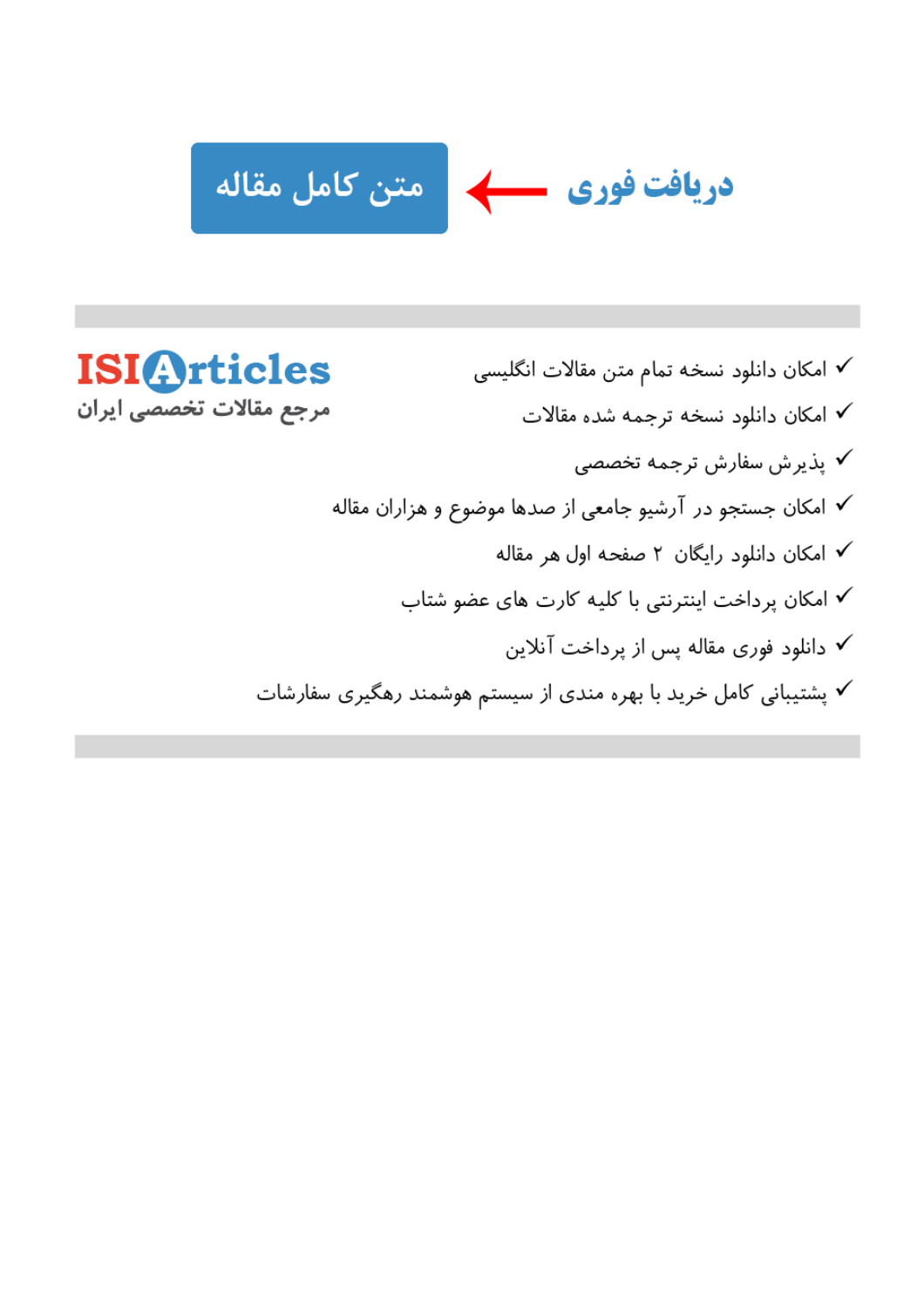دریافت فوری ← **متن کامل مقاله**

**ISIArticles**
مرجع مقالات تخصصی ایران

- ✓ امکان دانلود نسخه تمام متن مقالات انگلیسی
- ✓ امکان دانلود نسخه ترجمه شده مقالات
- ✓ پذیرش سفارش ترجمه تخصصی
- ✓ امکان جستجو در آرشیو جامعی از صدها موضوع و هزاران مقاله
- ✓ امکان دانلود رایگان ۲ صفحه اول هر مقاله
- ✓ امکان پرداخت اینترنتی با کلیه کارت های عضو شتاب
- ✓ دانلود فوری مقاله پس از پرداخت آنلاین
- ✓ پشتیبانی کامل خرید با بهره مندی از سیستم هوشمند رهگیری سفارشات